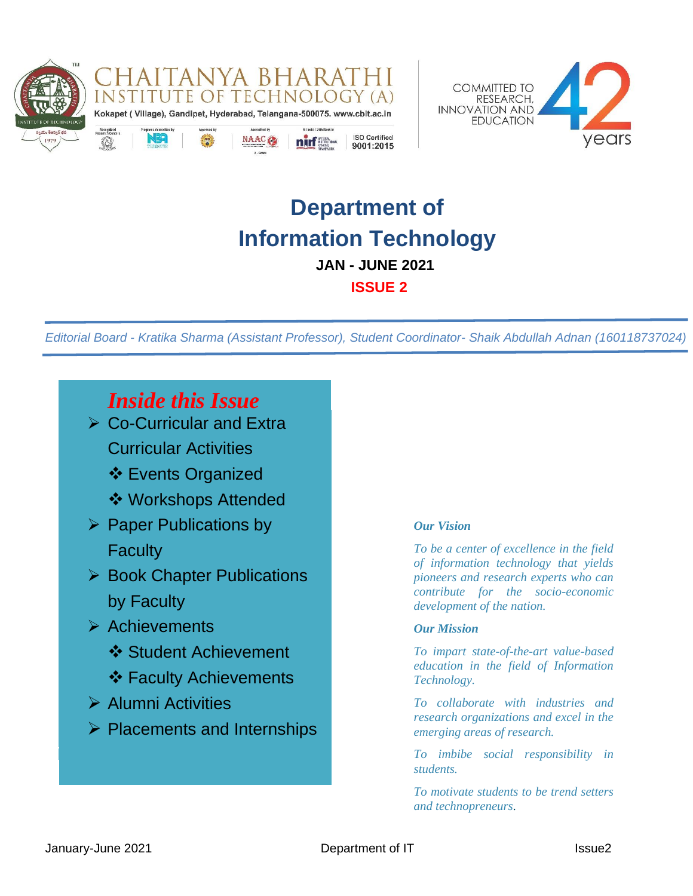CHAITANYA BHARATHI INSTITUTE OF TECHNOLOGY (A)

Kokapet ( Village), Gandipet, Hyderabad, Telangana-500075. www.cbit.ac.in

ISO Certified 9001:2015

COMMITTED TO RESEARCH, INNOVATION AND EDUCATION 42 years

# Department of Information Technology

**JAN - JUNE 2021**

**ISSUE 2**

*Editorial Board - Kratika Sharma (Assistant Professor), Student Coordinator- Shaik Abdullah Adnan (160118737024)*

## *Inside this Issue*

- Co-Curricular and Extra Curricular Activities
  - Events Organized
  - Workshops Attended
- Paper Publications by Faculty
- Book Chapter Publications by Faculty
- Achievements
  - Student Achievement
  - Faculty Achievements
- Alumni Activities
- Placements and Internships

***Our Vision***

*To be a center of excellence in the field of information technology that yields pioneers and research experts who can contribute for the socio-economic development of the nation.*

***Our Mission***

*To impart state-of-the-art value-based education in the field of Information Technology.*

*To collaborate with industries and research organizations and excel in the emerging areas of research.*

*To imbibe social responsibility in students.*

*To motivate students to be trend setters and technopreneurs.*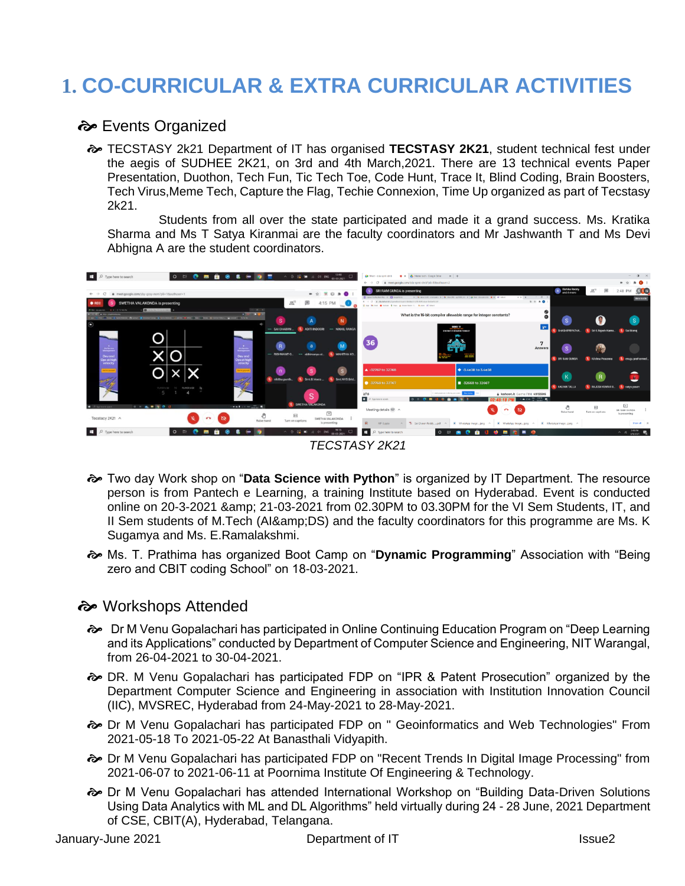# 1. CO-CURRICULAR & EXTRA CURRICULAR ACTIVITIES

## Events Organized

- TECSTASY 2k21 Department of IT has organised **TECSTASY 2K21**, student technical fest under the aegis of SUDHEE 2K21, on 3rd and 4th March,2021. There are 13 technical events Paper Presentation, Duothon, Tech Fun, Tic Tech Toe, Code Hunt, Trace It, Blind Coding, Brain Boosters, Tech Virus,Meme Tech, Capture the Flag, Techie Connexion, Time Up organized as part of Tecstasy 2k21.

  Students from all over the state participated and made it a grand success. Ms. Kratika Sharma and Ms T Satya Kiranmai are the faculty coordinators and Mr Jashwanth T and Ms Devi Abhigna A are the student coordinators.

*TECSTASY 2K21*

- Two day Work shop on "**Data Science with Python**" is organized by IT Department. The resource person is from Pantech e Learning, a training Institute based on Hyderabad. Event is conducted online on 20-3-2021 &amp; 21-03-2021 from 02.30PM to 03.30PM for the VI Sem Students, IT, and II Sem students of M.Tech (AI&amp;DS) and the faculty coordinators for this programme are Ms. K Sugamya and Ms. E.Ramalakshmi.
- Ms. T. Prathima has organized Boot Camp on "**Dynamic Programming**" Association with "Being zero and CBIT coding School" on 18-03-2021.

## Workshops Attended

- Dr M Venu Gopalachari has participated in Online Continuing Education Program on "Deep Learning and its Applications" conducted by Department of Computer Science and Engineering, NIT Warangal, from 26-04-2021 to 30-04-2021.
- DR. M Venu Gopalachari has participated FDP on "IPR & Patent Prosecution" organized by the Department Computer Science and Engineering in association with Institution Innovation Council (IIC), MVSREC, Hyderabad from 24-May-2021 to 28-May-2021.
- Dr M Venu Gopalachari has participated FDP on " Geoinformatics and Web Technologies" From 2021-05-18 To 2021-05-22 At Banasthali Vidyapith.
- Dr M Venu Gopalachari has participated FDP on "Recent Trends In Digital Image Processing" from 2021-06-07 to 2021-06-11 at Poornima Institute Of Engineering & Technology.
- Dr M Venu Gopalachari has attended International Workshop on "Building Data-Driven Solutions Using Data Analytics with ML and DL Algorithms" held virtually during 24 - 28 June, 2021 Department of CSE, CBIT(A), Hyderabad, Telangana.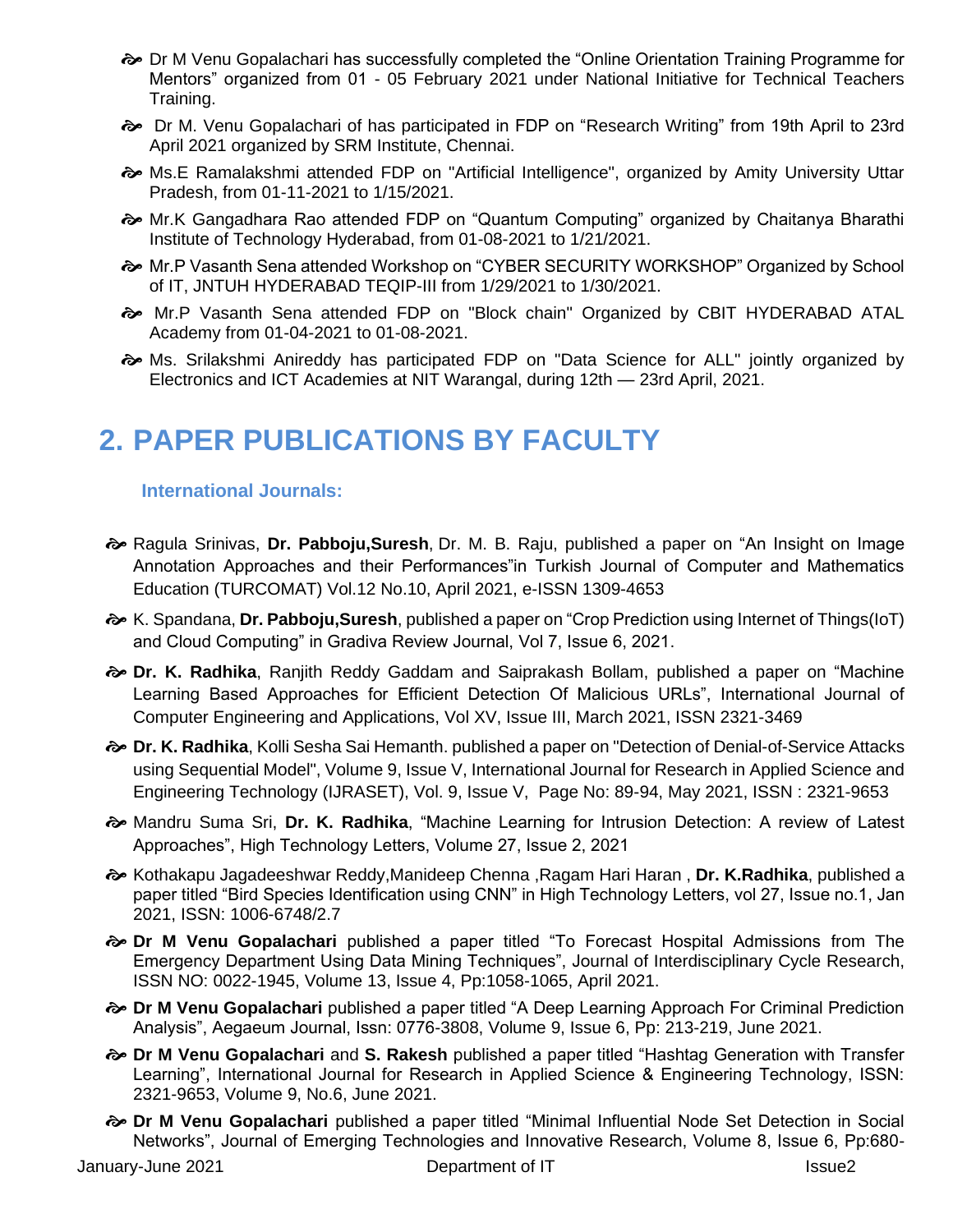- Dr M Venu Gopalachari has successfully completed the "Online Orientation Training Programme for Mentors" organized from 01 - 05 February 2021 under National Initiative for Technical Teachers Training.
- Dr M. Venu Gopalachari of has participated in FDP on "Research Writing" from 19th April to 23rd April 2021 organized by SRM Institute, Chennai.
- Ms.E Ramalakshmi attended FDP on "Artificial Intelligence", organized by Amity University Uttar Pradesh, from 01-11-2021 to 1/15/2021.
- Mr.K Gangadhara Rao attended FDP on "Quantum Computing" organized by Chaitanya Bharathi Institute of Technology Hyderabad, from 01-08-2021 to 1/21/2021.
- Mr.P Vasanth Sena attended Workshop on "CYBER SECURITY WORKSHOP" Organized by School of IT, JNTUH HYDERABAD TEQIP-III from 1/29/2021 to 1/30/2021.
- Mr.P Vasanth Sena attended FDP on "Block chain" Organized by CBIT HYDERABAD ATAL Academy from 01-04-2021 to 01-08-2021.
- Ms. Srilakshmi Anireddy has participated FDP on "Data Science for ALL" jointly organized by Electronics and ICT Academies at NIT Warangal, during 12th — 23rd April, 2021.

# 2. PAPER PUBLICATIONS BY FACULTY

### International Journals:

- Ragula Srinivas, **Dr. Pabboju,Suresh**, Dr. M. B. Raju, published a paper on "An Insight on Image Annotation Approaches and their Performances"in Turkish Journal of Computer and Mathematics Education (TURCOMAT) Vol.12 No.10, April 2021, e-ISSN 1309-4653
- K. Spandana, **Dr. Pabboju,Suresh**, published a paper on "Crop Prediction using Internet of Things(IoT) and Cloud Computing" in Gradiva Review Journal, Vol 7, Issue 6, 2021.
- **Dr. K. Radhika**, Ranjith Reddy Gaddam and Saiprakash Bollam, published a paper on "Machine Learning Based Approaches for Efficient Detection Of Malicious URLs", International Journal of Computer Engineering and Applications, Vol XV, Issue III, March 2021, ISSN 2321-3469
- **Dr. K. Radhika**, Kolli Sesha Sai Hemanth. published a paper on "Detection of Denial-of-Service Attacks using Sequential Model", Volume 9, Issue V, International Journal for Research in Applied Science and Engineering Technology (IJRASET), Vol. 9, Issue V, Page No: 89-94, May 2021, ISSN : 2321-9653
- Mandru Suma Sri, **Dr. K. Radhika**, "Machine Learning for Intrusion Detection: A review of Latest Approaches", High Technology Letters, Volume 27, Issue 2, 2021
- Kothakapu Jagadeeshwar Reddy,Manideep Chenna ,Ragam Hari Haran , **Dr. K.Radhika**, published a paper titled "Bird Species Identification using CNN" in High Technology Letters, vol 27, Issue no.1, Jan 2021, ISSN: 1006-6748/2.7
- **Dr M Venu Gopalachari** published a paper titled "To Forecast Hospital Admissions from The Emergency Department Using Data Mining Techniques", Journal of Interdisciplinary Cycle Research, ISSN NO: 0022-1945, Volume 13, Issue 4, Pp:1058-1065, April 2021.
- **Dr M Venu Gopalachari** published a paper titled "A Deep Learning Approach For Criminal Prediction Analysis", Aegaeum Journal, Issn: 0776-3808, Volume 9, Issue 6, Pp: 213-219, June 2021.
- **Dr M Venu Gopalachari** and **S. Rakesh** published a paper titled "Hashtag Generation with Transfer Learning", International Journal for Research in Applied Science & Engineering Technology, ISSN: 2321-9653, Volume 9, No.6, June 2021.
- **Dr M Venu Gopalachari** published a paper titled "Minimal Influential Node Set Detection in Social Networks", Journal of Emerging Technologies and Innovative Research, Volume 8, Issue 6, Pp:680-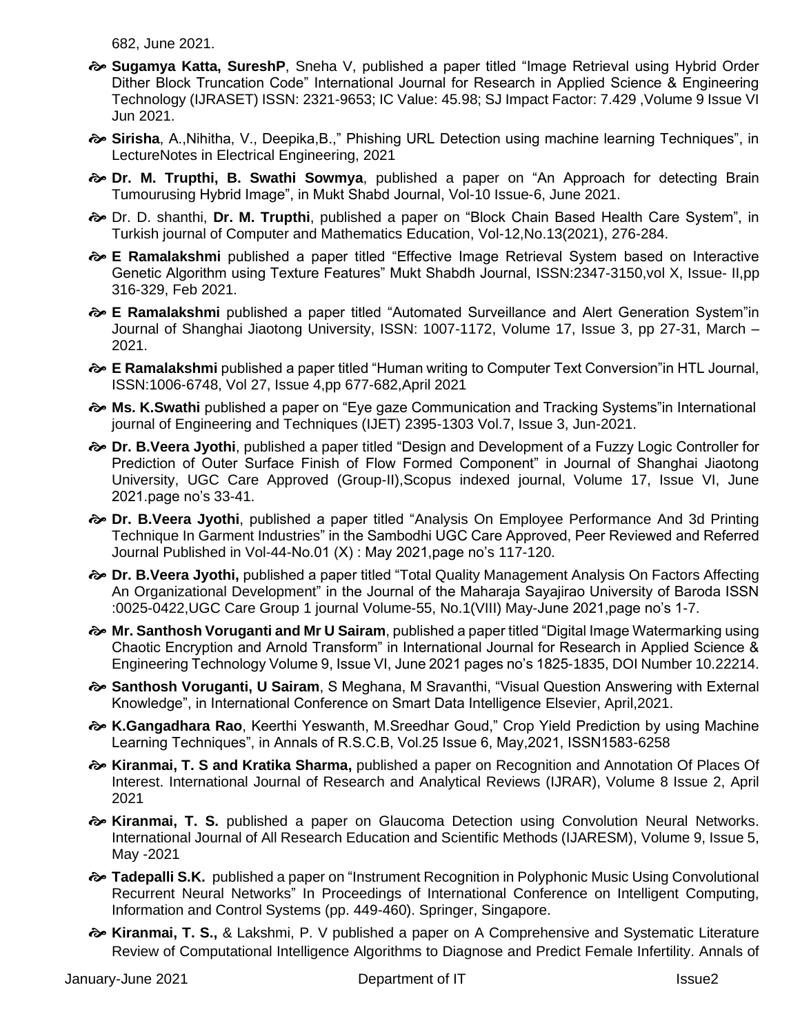682, June 2021.

- **Sugamya Katta, SureshP**, Sneha V, published a paper titled “Image Retrieval using Hybrid Order Dither Block Truncation Code” International Journal for Research in Applied Science & Engineering Technology (IJRASET) ISSN: 2321-9653; IC Value: 45.98; SJ Impact Factor: 7.429 ,Volume 9 Issue VI Jun 2021.
- **Sirisha**, A.,Nihitha, V., Deepika,B.,” Phishing URL Detection using machine learning Techniques”, in LectureNotes in Electrical Engineering, 2021
- **Dr. M. Trupthi, B. Swathi Sowmya**, published a paper on “An Approach for detecting Brain Tumourusing Hybrid Image”, in Mukt Shabd Journal, Vol-10 Issue-6, June 2021.
- Dr. D. shanthi, **Dr. M. Trupthi**, published a paper on “Block Chain Based Health Care System”, in Turkish journal of Computer and Mathematics Education, Vol-12,No.13(2021), 276-284.
- **E Ramalakshmi** published a paper titled “Effective Image Retrieval System based on Interactive Genetic Algorithm using Texture Features” Mukt Shabdh Journal, ISSN:2347-3150,vol X, Issue- II,pp 316-329, Feb 2021.
- **E Ramalakshmi** published a paper titled “Automated Surveillance and Alert Generation System”in Journal of Shanghai Jiaotong University, ISSN: 1007-1172, Volume 17, Issue 3, pp 27-31, March – 2021.
- **E Ramalakshmi** published a paper titled “Human writing to Computer Text Conversion”in HTL Journal, ISSN:1006-6748, Vol 27, Issue 4,pp 677-682,April 2021
- **Ms. K.Swathi** published a paper on “Eye gaze Communication and Tracking Systems”in International journal of Engineering and Techniques (IJET) 2395-1303 Vol.7, Issue 3, Jun-2021.
- **Dr. B.Veera Jyothi**, published a paper titled “Design and Development of a Fuzzy Logic Controller for Prediction of Outer Surface Finish of Flow Formed Component” in Journal of Shanghai Jiaotong University, UGC Care Approved (Group-II),Scopus indexed journal, Volume 17, Issue VI, June 2021.page no’s 33-41.
- **Dr. B.Veera Jyothi**, published a paper titled “Analysis On Employee Performance And 3d Printing Technique In Garment Industries” in the Sambodhi UGC Care Approved, Peer Reviewed and Referred Journal Published in Vol-44-No.01 (X) : May 2021,page no’s 117-120.
- **Dr. B.Veera Jyothi,** published a paper titled “Total Quality Management Analysis On Factors Affecting An Organizational Development” in the Journal of the Maharaja Sayajirao University of Baroda ISSN :0025-0422,UGC Care Group 1 journal Volume-55, No.1(VIII) May-June 2021,page no’s 1-7.
- **Mr. Santhosh Voruganti and Mr U Sairam**, published a paper titled “Digital Image Watermarking using Chaotic Encryption and Arnold Transform” in International Journal for Research in Applied Science & Engineering Technology Volume 9, Issue VI, June 2021 pages no’s 1825-1835, DOI Number 10.22214.
- **Santhosh Voruganti, U Sairam**, S Meghana, M Sravanthi, “Visual Question Answering with External Knowledge”, in International Conference on Smart Data Intelligence Elsevier, April,2021.
- **K.Gangadhara Rao**, Keerthi Yeswanth, M.Sreedhar Goud,” Crop Yield Prediction by using Machine Learning Techniques”, in Annals of R.S.C.B, Vol.25 Issue 6, May,2021, ISSN1583-6258
- **Kiranmai, T. S and Kratika Sharma,** published a paper on Recognition and Annotation Of Places Of Interest. International Journal of Research and Analytical Reviews (IJRAR), Volume 8 Issue 2, April 2021
- **Kiranmai, T. S.** published a paper on Glaucoma Detection using Convolution Neural Networks. International Journal of All Research Education and Scientific Methods (IJARESM), Volume 9, Issue 5, May -2021
- **Tadepalli S.K.** published a paper on “Instrument Recognition in Polyphonic Music Using Convolutional Recurrent Neural Networks” In Proceedings of International Conference on Intelligent Computing, Information and Control Systems (pp. 449-460). Springer, Singapore.
- **Kiranmai, T. S.,** & Lakshmi, P. V published a paper on A Comprehensive and Systematic Literature Review of Computational Intelligence Algorithms to Diagnose and Predict Female Infertility. Annals of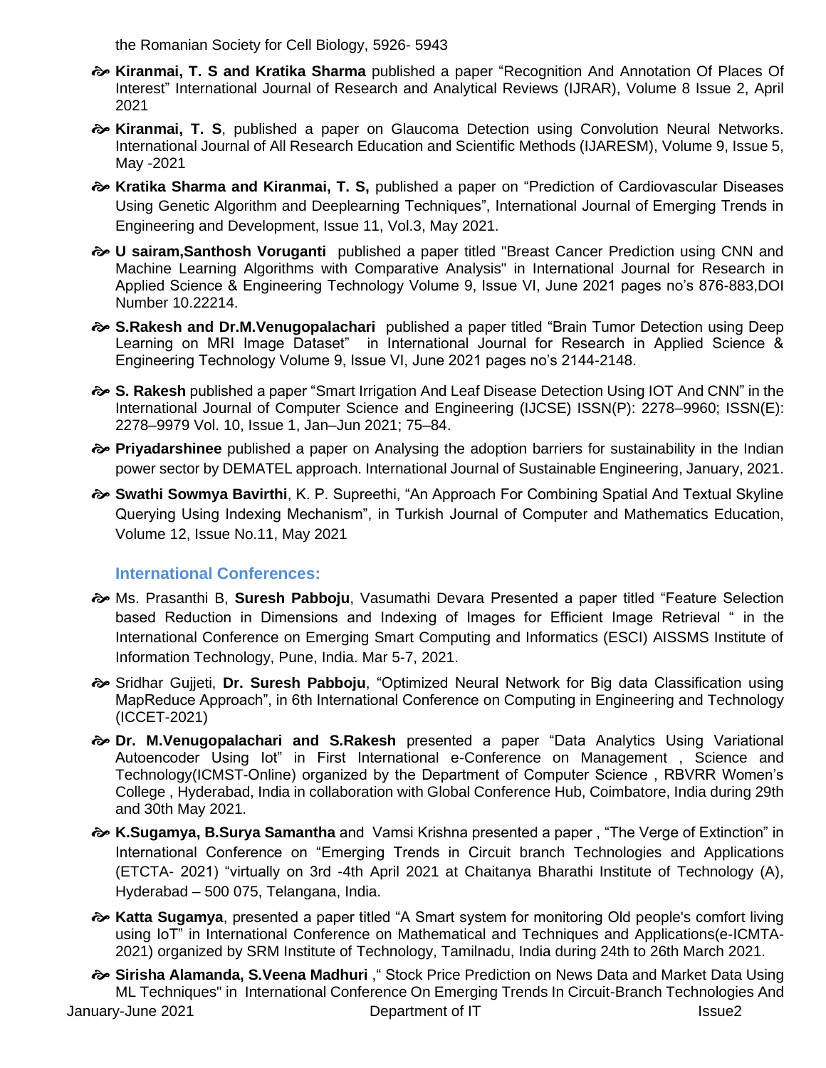the Romanian Society for Cell Biology, 5926- 5943

- **Kiranmai, T. S and Kratika Sharma** published a paper “Recognition And Annotation Of Places Of Interest” International Journal of Research and Analytical Reviews (IJRAR), Volume 8 Issue 2, April 2021
- **Kiranmai, T. S**, published a paper on Glaucoma Detection using Convolution Neural Networks. International Journal of All Research Education and Scientific Methods (IJARESM), Volume 9, Issue 5, May -2021
- **Kratika Sharma and Kiranmai, T. S,** published a paper on “Prediction of Cardiovascular Diseases Using Genetic Algorithm and Deeplearning Techniques”, International Journal of Emerging Trends in Engineering and Development, Issue 11, Vol.3, May 2021.
- **U sairam,Santhosh Voruganti** published a paper titled "Breast Cancer Prediction using CNN and Machine Learning Algorithms with Comparative Analysis" in International Journal for Research in Applied Science & Engineering Technology Volume 9, Issue VI, June 2021 pages no’s 876-883,DOI Number 10.22214.
- **S.Rakesh and Dr.M.Venugopalachari** published a paper titled “Brain Tumor Detection using Deep Learning on MRI Image Dataset” in International Journal for Research in Applied Science & Engineering Technology Volume 9, Issue VI, June 2021 pages no’s 2144-2148.
- **S. Rakesh** published a paper “Smart Irrigation And Leaf Disease Detection Using IOT And CNN” in the International Journal of Computer Science and Engineering (IJCSE) ISSN(P): 2278–9960; ISSN(E): 2278–9979 Vol. 10, Issue 1, Jan–Jun 2021; 75–84.
- **Priyadarshinee** published a paper on Analysing the adoption barriers for sustainability in the Indian power sector by DEMATEL approach. International Journal of Sustainable Engineering, January, 2021.
- **Swathi Sowmya Bavirthi**, K. P. Supreethi, “An Approach For Combining Spatial And Textual Skyline Querying Using Indexing Mechanism”, in Turkish Journal of Computer and Mathematics Education, Volume 12, Issue No.11, May 2021

### International Conferences:

- Ms. Prasanthi B, **Suresh Pabboju**, Vasumathi Devara Presented a paper titled “Feature Selection based Reduction in Dimensions and Indexing of Images for Efficient Image Retrieval “ in the International Conference on Emerging Smart Computing and Informatics (ESCI) AISSMS Institute of Information Technology, Pune, India. Mar 5-7, 2021.
- Sridhar Gujjeti, **Dr. Suresh Pabboju**, “Optimized Neural Network for Big data Classification using MapReduce Approach”, in 6th International Conference on Computing in Engineering and Technology (ICCET-2021)
- **Dr. M.Venugopalachari and S.Rakesh** presented a paper “Data Analytics Using Variational Autoencoder Using Iot” in First International e-Conference on Management , Science and Technology(ICMST-Online) organized by the Department of Computer Science , RBVRR Women’s College , Hyderabad, India in collaboration with Global Conference Hub, Coimbatore, India during 29th and 30th May 2021.
- **K.Sugamya, B.Surya Samantha** and Vamsi Krishna presented a paper , “The Verge of Extinction” in International Conference on “Emerging Trends in Circuit branch Technologies and Applications (ETCTA- 2021) “virtually on 3rd -4th April 2021 at Chaitanya Bharathi Institute of Technology (A), Hyderabad – 500 075, Telangana, India.
- **Katta Sugamya**, presented a paper titled “A Smart system for monitoring Old people's comfort living using IoT” in International Conference on Mathematical and Techniques and Applications(e-ICMTA-2021) organized by SRM Institute of Technology, Tamilnadu, India during 24th to 26th March 2021.
- **Sirisha Alamanda, S.Veena Madhuri** ,“ Stock Price Prediction on News Data and Market Data Using ML Techniques" in International Conference On Emerging Trends In Circuit-Branch Technologies And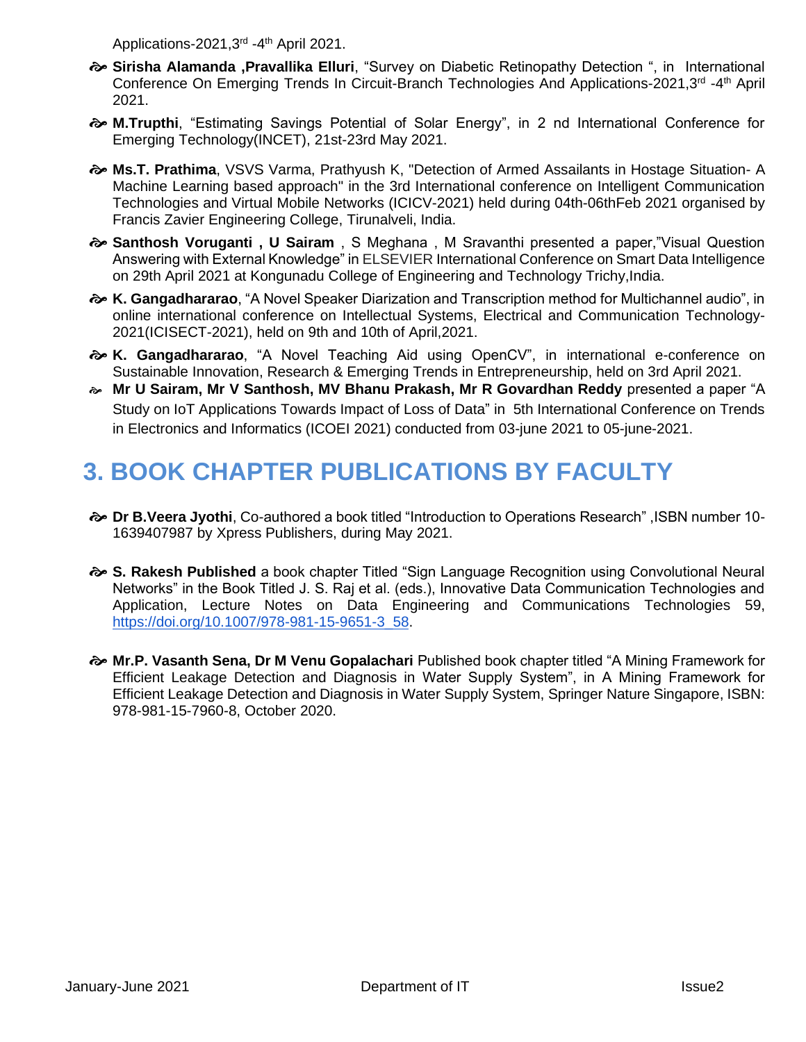Applications-2021,3rd -4th April 2021.

- **Sirisha Alamanda ,Pravallika Elluri**, "Survey on Diabetic Retinopathy Detection ", in International Conference On Emerging Trends In Circuit-Branch Technologies And Applications-2021,3rd -4th April 2021.
- **M.Trupthi**, "Estimating Savings Potential of Solar Energy", in 2 nd International Conference for Emerging Technology(INCET), 21st-23rd May 2021.
- **Ms.T. Prathima**, VSVS Varma, Prathyush K, "Detection of Armed Assailants in Hostage Situation- A Machine Learning based approach" in the 3rd International conference on Intelligent Communication Technologies and Virtual Mobile Networks (ICICV-2021) held during 04th-06thFeb 2021 organised by Francis Zavier Engineering College, Tirunalveli, India.
- **Santhosh Voruganti , U Sairam** , S Meghana , M Sravanthi presented a paper,"Visual Question Answering with External Knowledge" in ELSEVIER International Conference on Smart Data Intelligence on 29th April 2021 at Kongunadu College of Engineering and Technology Trichy,India.
- **K. Gangadhararao**, "A Novel Speaker Diarization and Transcription method for Multichannel audio", in online international conference on Intellectual Systems, Electrical and Communication Technology-2021(ICISECT-2021), held on 9th and 10th of April,2021.
- **K. Gangadhararao**, "A Novel Teaching Aid using OpenCV", in international e-conference on Sustainable Innovation, Research & Emerging Trends in Entrepreneurship, held on 3rd April 2021.
- **Mr U Sairam, Mr V Santhosh, MV Bhanu Prakash, Mr R Govardhan Reddy** presented a paper "A Study on IoT Applications Towards Impact of Loss of Data" in 5th International Conference on Trends in Electronics and Informatics (ICOEI 2021) conducted from 03-june 2021 to 05-june-2021.

# 3. BOOK CHAPTER PUBLICATIONS BY FACULTY

- **Dr B.Veera Jyothi**, Co-authored a book titled "Introduction to Operations Research" ,ISBN number 10-1639407987 by Xpress Publishers, during May 2021.
- **S. Rakesh Published** a book chapter Titled "Sign Language Recognition using Convolutional Neural Networks" in the Book Titled J. S. Raj et al. (eds.), Innovative Data Communication Technologies and Application, Lecture Notes on Data Engineering and Communications Technologies 59, https://doi.org/10.1007/978-981-15-9651-3_58.
- **Mr.P. Vasanth Sena, Dr M Venu Gopalachari** Published book chapter titled "A Mining Framework for Efficient Leakage Detection and Diagnosis in Water Supply System", in A Mining Framework for Efficient Leakage Detection and Diagnosis in Water Supply System, Springer Nature Singapore, ISBN: 978-981-15-7960-8, October 2020.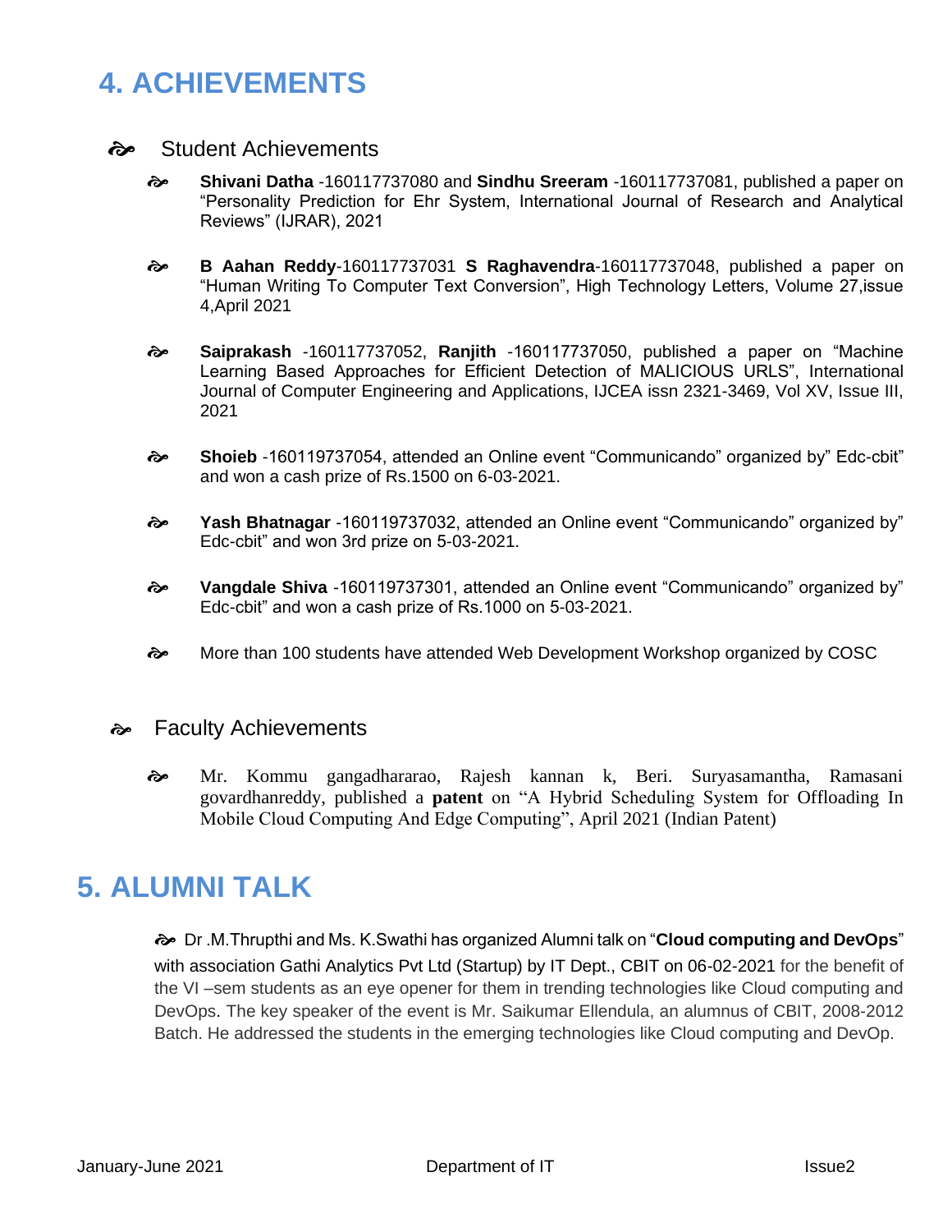# 4. ACHIEVEMENTS

- Student Achievements
  - **Shivani Datha** -160117737080 and **Sindhu Sreeram** -160117737081, published a paper on "Personality Prediction for Ehr System, International Journal of Research and Analytical Reviews" (IJRAR), 2021
  - **B Aahan Reddy**-160117737031 **S Raghavendra**-160117737048, published a paper on "Human Writing To Computer Text Conversion", High Technology Letters, Volume 27,issue 4,April 2021
  - **Saiprakash** -160117737052, **Ranjith** -160117737050, published a paper on "Machine Learning Based Approaches for Efficient Detection of MALICIOUS URLS", International Journal of Computer Engineering and Applications, IJCEA issn 2321-3469, Vol XV, Issue III, 2021
  - **Shoieb** -160119737054, attended an Online event "Communicando" organized by" Edc-cbit" and won a cash prize of Rs.1500 on 6-03-2021.
  - **Yash Bhatnagar** -160119737032, attended an Online event "Communicando" organized by" Edc-cbit" and won 3rd prize on 5-03-2021.
  - **Vangdale Shiva** -160119737301, attended an Online event "Communicando" organized by" Edc-cbit" and won a cash prize of Rs.1000 on 5-03-2021.
  - More than 100 students have attended Web Development Workshop organized by COSC

- Faculty Achievements
  - Mr. Kommu gangadhararao, Rajesh kannan k, Beri. Suryasamantha, Ramasani govardhanreddy, published a **patent** on "A Hybrid Scheduling System for Offloading In Mobile Cloud Computing And Edge Computing", April 2021 (Indian Patent)

# 5. ALUMNI TALK

- Dr .M.Thrupthi and Ms. K.Swathi has organized Alumni talk on "**Cloud computing and DevOps**" with association Gathi Analytics Pvt Ltd (Startup) by IT Dept., CBIT on 06-02-2021 for the benefit of the VI –sem students as an eye opener for them in trending technologies like Cloud computing and DevOps. The key speaker of the event is Mr. Saikumar Ellendula, an alumnus of CBIT, 2008-2012 Batch. He addressed the students in the emerging technologies like Cloud computing and DevOp.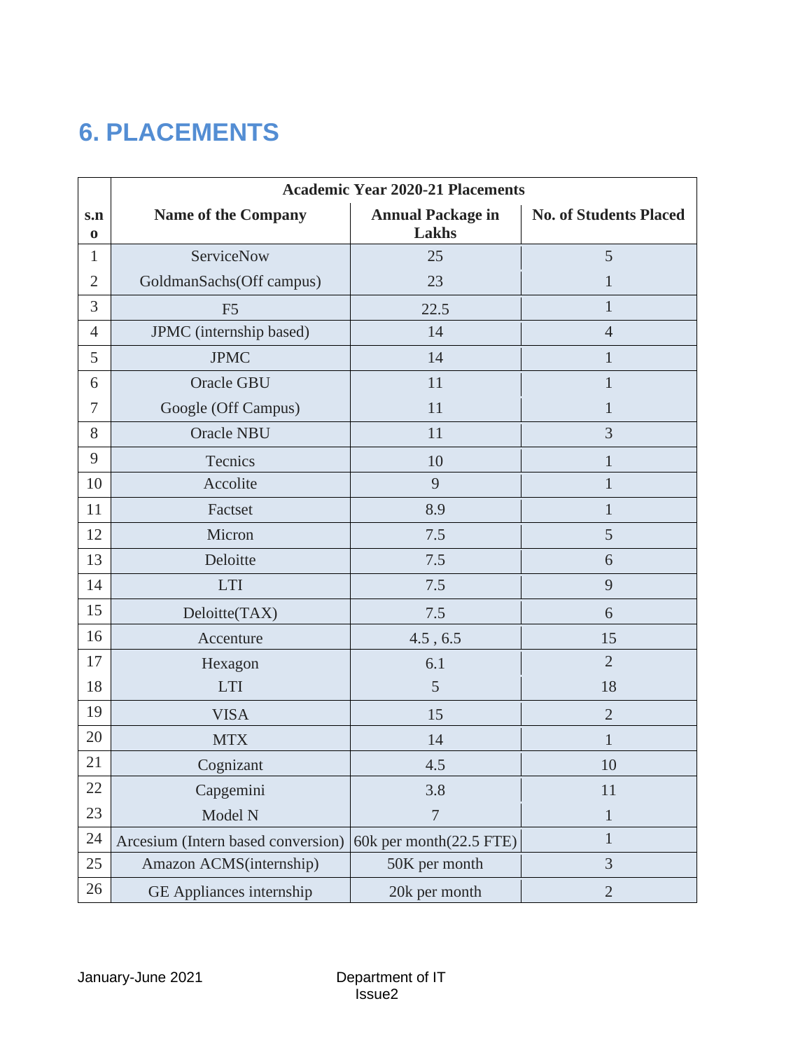# 6. PLACEMENTS

| | Academic Year 2020-21 Placements | | |
|---|---|---|---|
| s.no | Name of the Company | Annual Package in Lakhs | No. of Students Placed |
| 1 | ServiceNow | 25 | 5 |
| 2 | GoldmanSachs(Off campus) | 23 | 1 |
| 3 | F5 | 22.5 | 1 |
| 4 | JPMC (internship based) | 14 | 4 |
| 5 | JPMC | 14 | 1 |
| 6 | Oracle GBU | 11 | 1 |
| 7 | Google (Off Campus) | 11 | 1 |
| 8 | Oracle NBU | 11 | 3 |
| 9 | Tecnics | 10 | 1 |
| 10 | Accolite | 9 | 1 |
| 11 | Factset | 8.9 | 1 |
| 12 | Micron | 7.5 | 5 |
| 13 | Deloitte | 7.5 | 6 |
| 14 | LTI | 7.5 | 9 |
| 15 | Deloitte(TAX) | 7.5 | 6 |
| 16 | Accenture | 4.5 , 6.5 | 15 |
| 17 | Hexagon | 6.1 | 2 |
| 18 | LTI | 5 | 18 |
| 19 | VISA | 15 | 2 |
| 20 | MTX | 14 | 1 |
| 21 | Cognizant | 4.5 | 10 |
| 22 | Capgemini | 3.8 | 11 |
| 23 | Model N | 7 | 1 |
| 24 | Arcesium (Intern based conversion) | 60k per month(22.5 FTE) | 1 |
| 25 | Amazon ACMS(internship) | 50K per month | 3 |
| 26 | GE Appliances internship | 20k per month | 2 |